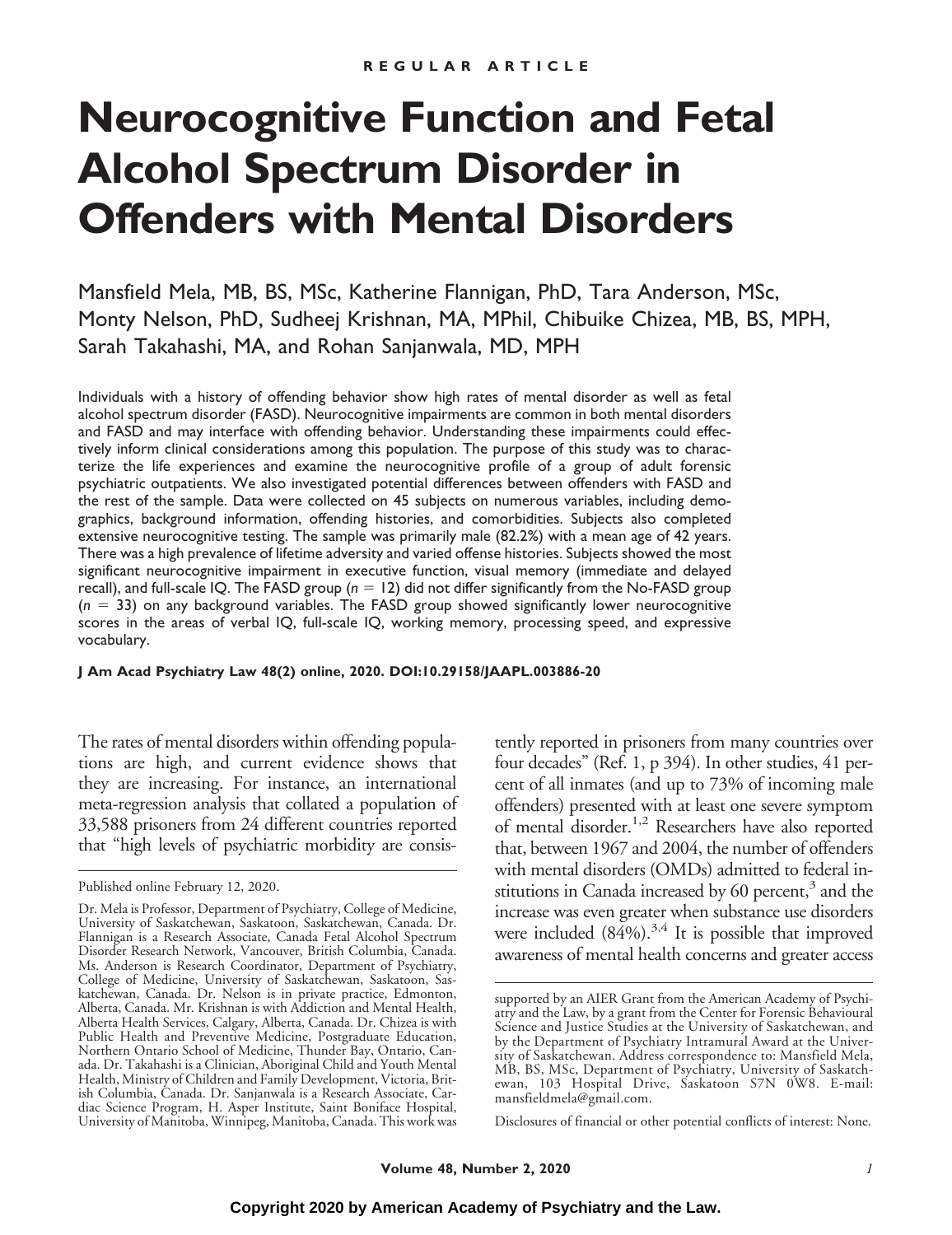REGULAR ARTICLE

# Neurocognitive Function and Fetal Alcohol Spectrum Disorder in Offenders with Mental Disorders

Mansfield Mela, MB, BS, MSc, Katherine Flannigan, PhD, Tara Anderson, MSc, Monty Nelson, PhD, Sudheej Krishnan, MA, MPhil, Chibuike Chizea, MB, BS, MPH, Sarah Takahashi, MA, and Rohan Sanjanwala, MD, MPH

Individuals with a history of offending behavior show high rates of mental disorder as well as fetal alcohol spectrum disorder (FASD). Neurocognitive impairments are common in both mental disorders and FASD and may interface with offending behavior. Understanding these impairments could effectively inform clinical considerations among this population. The purpose of this study was to characterize the life experiences and examine the neurocognitive profile of a group of adult forensic psychiatric outpatients. We also investigated potential differences between offenders with FASD and the rest of the sample. Data were collected on 45 subjects on numerous variables, including demographics, background information, offending histories, and comorbidities. Subjects also completed extensive neurocognitive testing. The sample was primarily male (82.2%) with a mean age of 42 years. There was a high prevalence of lifetime adversity and varied offense histories. Subjects showed the most significant neurocognitive impairment in executive function, visual memory (immediate and delayed recall), and full-scale IQ. The FASD group ($n = 12$) did not differ significantly from the No-FASD group ($n = 33$) on any background variables. The FASD group showed significantly lower neurocognitive scores in the areas of verbal IQ, full-scale IQ, working memory, processing speed, and expressive vocabulary.

**J Am Acad Psychiatry Law 48(2) online, 2020. DOI:10.29158/JAAPL.003886-20**

The rates of mental disorders within offending populations are high, and current evidence shows that they are increasing. For instance, an international meta-regression analysis that collated a population of 33,588 prisoners from 24 different countries reported that "high levels of psychiatric morbidity are consistently reported in prisoners from many countries over four decades" (Ref. 1, p 394). In other studies, 41 percent of all inmates (and up to 73% of incoming male offenders) presented with at least one severe symptom of mental disorder.[1,2] Researchers have also reported that, between 1967 and 2004, the number of offenders with mental disorders (OMDs) admitted to federal institutions in Canada increased by 60 percent,[3] and the increase was even greater when substance use disorders were included (84%).[3,4] It is possible that improved awareness of mental health concerns and greater access

Published online February 12, 2020.

Dr. Mela is Professor, Department of Psychiatry, College of Medicine, University of Saskatchewan, Saskatoon, Saskatchewan, Canada. Dr. Flannigan is a Research Associate, Canada Fetal Alcohol Spectrum Disorder Research Network, Vancouver, British Columbia, Canada. Ms. Anderson is Research Coordinator, Department of Psychiatry, College of Medicine, University of Saskatchewan, Saskatoon, Saskatchewan, Canada. Dr. Nelson is in private practice, Edmonton, Alberta, Canada. Mr. Krishnan is with Addiction and Mental Health, Alberta Health Services, Calgary, Alberta, Canada. Dr. Chizea is with Public Health and Preventive Medicine, Postgraduate Education, Northern Ontario School of Medicine, Thunder Bay, Ontario, Canada. Dr. Takahashi is a Clinician, Aboriginal Child and Youth Mental Health, Ministry of Children and Family Development, Victoria, British Columbia, Canada. Dr. Sanjanwala is a Research Associate, Cardiac Science Program, H. Asper Institute, Saint Boniface Hospital, University of Manitoba, Winnipeg, Manitoba, Canada. This work was supported by an AIER Grant from the American Academy of Psychiatry and the Law, by a grant from the Center for Forensic Behavioural Science and Justice Studies at the University of Saskatchewan, and by the Department of Psychiatry Intramural Award at the University of Saskatchewan. Address correspondence to: Mansfield Mela, MB, BS, MSc, Department of Psychiatry, University of Saskatchewan, 103 Hospital Drive, Saskatoon S7N 0W8. E-mail: mansfieldmela@gmail.com.

Disclosures of financial or other potential conflicts of interest: None.

Copyright 2020 by American Academy of Psychiatry and the Law.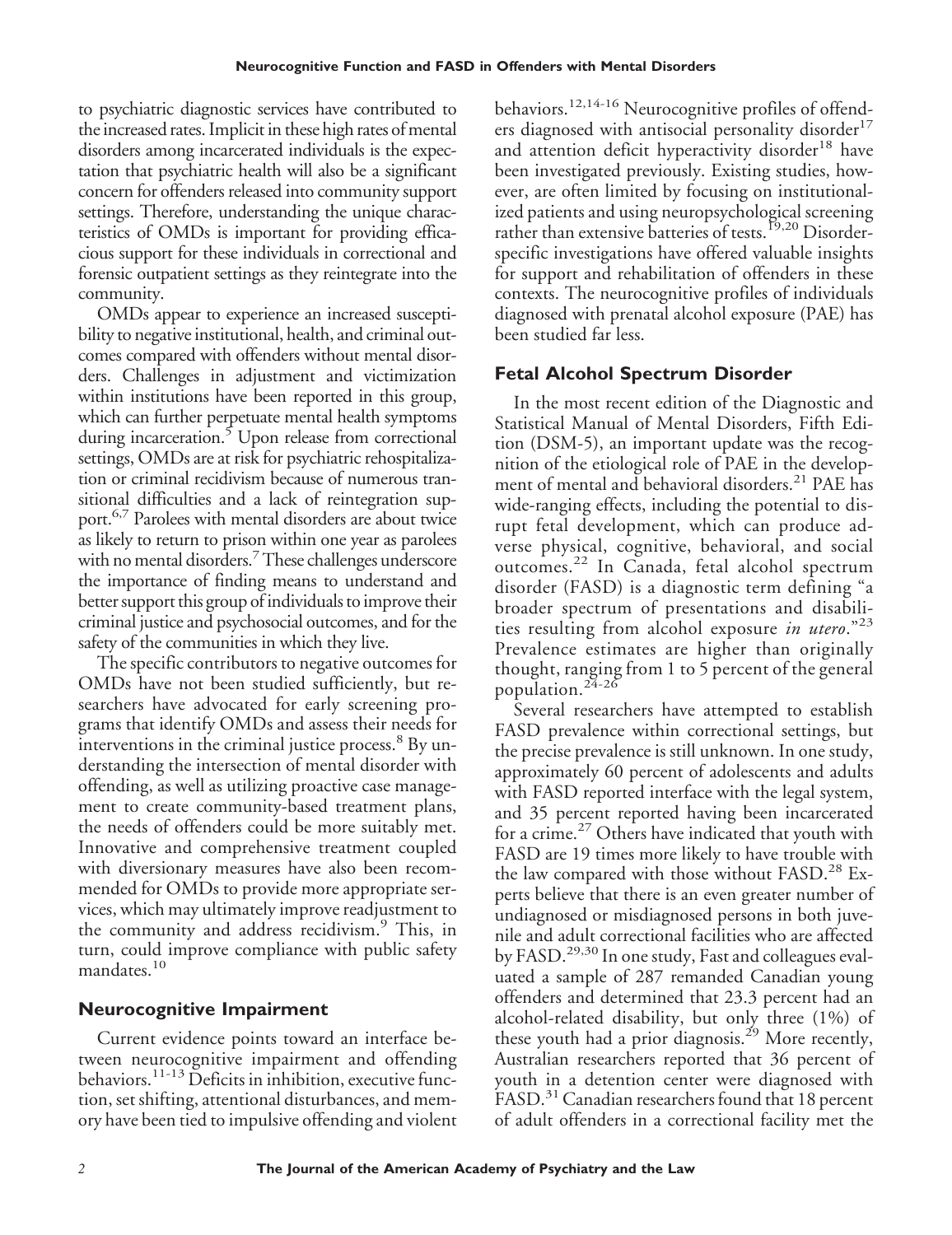to psychiatric diagnostic services have contributed to the increased rates. Implicit in these high rates of mental disorders among incarcerated individuals is the expectation that psychiatric health will also be a significant concern for offenders released into community support settings. Therefore, understanding the unique characteristics of OMDs is important for providing efficacious support for these individuals in correctional and forensic outpatient settings as they reintegrate into the community.

OMDs appear to experience an increased susceptibility to negative institutional, health, and criminal outcomes compared with offenders without mental disorders. Challenges in adjustment and victimization within institutions have been reported in this group, which can further perpetuate mental health symptoms during incarceration.[5] Upon release from correctional settings, OMDs are at risk for psychiatric rehospitalization or criminal recidivism because of numerous transitional difficulties and a lack of reintegration support.[6,7] Parolees with mental disorders are about twice as likely to return to prison within one year as parolees with no mental disorders.[7] These challenges underscore the importance of finding means to understand and better support this group of individuals to improve their criminal justice and psychosocial outcomes, and for the safety of the communities in which they live.

The specific contributors to negative outcomes for OMDs have not been studied sufficiently, but researchers have advocated for early screening programs that identify OMDs and assess their needs for interventions in the criminal justice process.[8] By understanding the intersection of mental disorder with offending, as well as utilizing proactive case management to create community-based treatment plans, the needs of offenders could be more suitably met. Innovative and comprehensive treatment coupled with diversionary measures have also been recommended for OMDs to provide more appropriate services, which may ultimately improve readjustment to the community and address recidivism.[9] This, in turn, could improve compliance with public safety mandates.[10]

## Neurocognitive Impairment

Current evidence points toward an interface between neurocognitive impairment and offending behaviors.[11-13] Deficits in inhibition, executive function, set shifting, attentional disturbances, and memory have been tied to impulsive offending and violent behaviors.[12,14-16] Neurocognitive profiles of offenders diagnosed with antisocial personality disorder[17] and attention deficit hyperactivity disorder[18] have been investigated previously. Existing studies, however, are often limited by focusing on institutionalized patients and using neuropsychological screening rather than extensive batteries of tests.[19,20] Disorder-specific investigations have offered valuable insights for support and rehabilitation of offenders in these contexts. The neurocognitive profiles of individuals diagnosed with prenatal alcohol exposure (PAE) has been studied far less.

## Fetal Alcohol Spectrum Disorder

In the most recent edition of the Diagnostic and Statistical Manual of Mental Disorders, Fifth Edition (DSM-5), an important update was the recognition of the etiological role of PAE in the development of mental and behavioral disorders.[21] PAE has wide-ranging effects, including the potential to disrupt fetal development, which can produce adverse physical, cognitive, behavioral, and social outcomes.[22] In Canada, fetal alcohol spectrum disorder (FASD) is a diagnostic term defining "a broader spectrum of presentations and disabilities resulting from alcohol exposure *in utero*."[23] Prevalence estimates are higher than originally thought, ranging from 1 to 5 percent of the general population.[24-26]

Several researchers have attempted to establish FASD prevalence within correctional settings, but the precise prevalence is still unknown. In one study, approximately 60 percent of adolescents and adults with FASD reported interface with the legal system, and 35 percent reported having been incarcerated for a crime.[27] Others have indicated that youth with FASD are 19 times more likely to have trouble with the law compared with those without FASD.[28] Experts believe that there is an even greater number of undiagnosed or misdiagnosed persons in both juvenile and adult correctional facilities who are affected by FASD.[29,30] In one study, Fast and colleagues evaluated a sample of 287 remanded Canadian young offenders and determined that 23.3 percent had an alcohol-related disability, but only three (1%) of these youth had a prior diagnosis.[29] More recently, Australian researchers reported that 36 percent of youth in a detention center were diagnosed with FASD.[31] Canadian researchers found that 18 percent of adult offenders in a correctional facility met the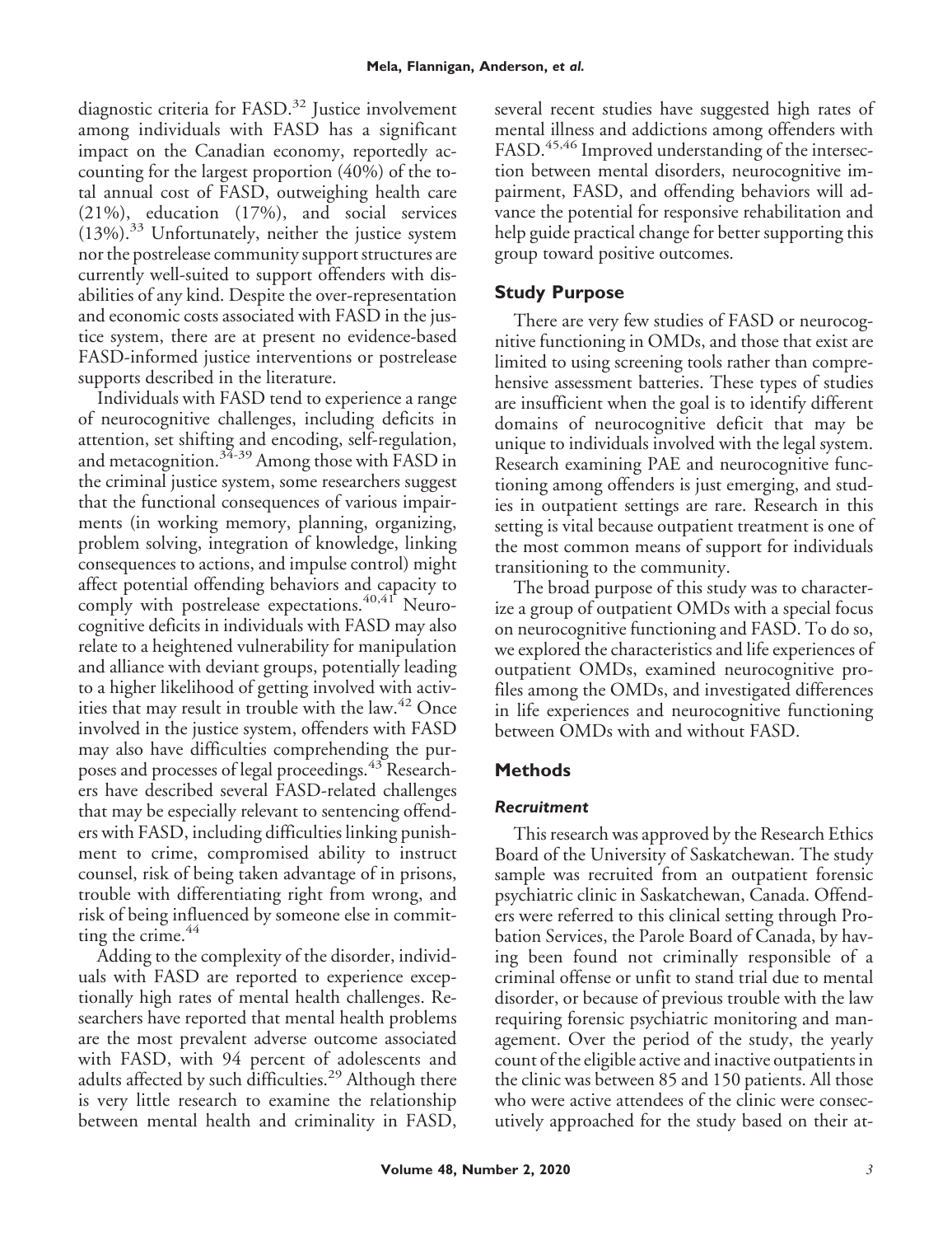diagnostic criteria for FASD.[32] Justice involvement among individuals with FASD has a significant impact on the Canadian economy, reportedly accounting for the largest proportion (40%) of the total annual cost of FASD, outweighing health care (21%), education (17%), and social services (13%).[33] Unfortunately, neither the justice system nor the postrelease community support structures are currently well-suited to support offenders with disabilities of any kind. Despite the over-representation and economic costs associated with FASD in the justice system, there are at present no evidence-based FASD-informed justice interventions or postrelease supports described in the literature.

Individuals with FASD tend to experience a range of neurocognitive challenges, including deficits in attention, set shifting and encoding, self-regulation, and metacognition.[34-39] Among those with FASD in the criminal justice system, some researchers suggest that the functional consequences of various impairments (in working memory, planning, organizing, problem solving, integration of knowledge, linking consequences to actions, and impulse control) might affect potential offending behaviors and capacity to comply with postrelease expectations.[40,41] Neurocognitive deficits in individuals with FASD may also relate to a heightened vulnerability for manipulation and alliance with deviant groups, potentially leading to a higher likelihood of getting involved with activities that may result in trouble with the law.[42] Once involved in the justice system, offenders with FASD may also have difficulties comprehending the purposes and processes of legal proceedings.[43] Researchers have described several FASD-related challenges that may be especially relevant to sentencing offenders with FASD, including difficulties linking punishment to crime, compromised ability to instruct counsel, risk of being taken advantage of in prisons, trouble with differentiating right from wrong, and risk of being influenced by someone else in committing the crime.[44]

Adding to the complexity of the disorder, individuals with FASD are reported to experience exceptionally high rates of mental health challenges. Researchers have reported that mental health problems are the most prevalent adverse outcome associated with FASD, with 94 percent of adolescents and adults affected by such difficulties.[29] Although there is very little research to examine the relationship between mental health and criminality in FASD, several recent studies have suggested high rates of mental illness and addictions among offenders with FASD.[45,46] Improved understanding of the intersection between mental disorders, neurocognitive impairment, FASD, and offending behaviors will advance the potential for responsive rehabilitation and help guide practical change for better supporting this group toward positive outcomes.

## Study Purpose

There are very few studies of FASD or neurocognitive functioning in OMDs, and those that exist are limited to using screening tools rather than comprehensive assessment batteries. These types of studies are insufficient when the goal is to identify different domains of neurocognitive deficit that may be unique to individuals involved with the legal system. Research examining PAE and neurocognitive functioning among offenders is just emerging, and studies in outpatient settings are rare. Research in this setting is vital because outpatient treatment is one of the most common means of support for individuals transitioning to the community.

The broad purpose of this study was to characterize a group of outpatient OMDs with a special focus on neurocognitive functioning and FASD. To do so, we explored the characteristics and life experiences of outpatient OMDs, examined neurocognitive profiles among the OMDs, and investigated differences in life experiences and neurocognitive functioning between OMDs with and without FASD.

## Methods

### *Recruitment*

This research was approved by the Research Ethics Board of the University of Saskatchewan. The study sample was recruited from an outpatient forensic psychiatric clinic in Saskatchewan, Canada. Offenders were referred to this clinical setting through Probation Services, the Parole Board of Canada, by having been found not criminally responsible of a criminal offense or unfit to stand trial due to mental disorder, or because of previous trouble with the law requiring forensic psychiatric monitoring and management. Over the period of the study, the yearly count of the eligible active and inactive outpatients in the clinic was between 85 and 150 patients. All those who were active attendees of the clinic were consecutively approached for the study based on their at-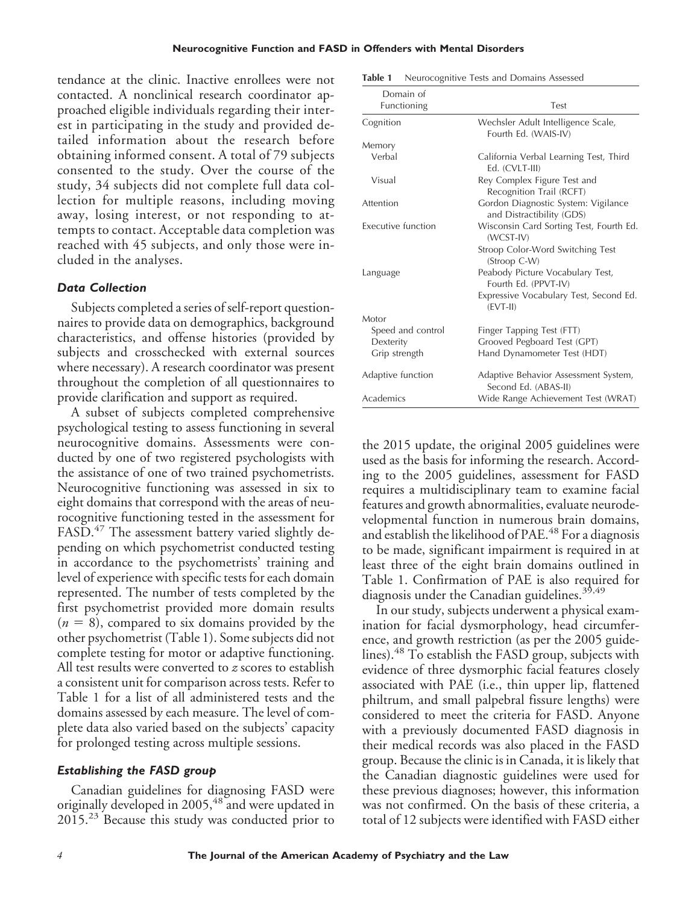tendance at the clinic. Inactive enrollees were not contacted. A nonclinical research coordinator approached eligible individuals regarding their interest in participating in the study and provided detailed information about the research before obtaining informed consent. A total of 79 subjects consented to the study. Over the course of the study, 34 subjects did not complete full data collection for multiple reasons, including moving away, losing interest, or not responding to attempts to contact. Acceptable data completion was reached with 45 subjects, and only those were included in the analyses.

### *Data Collection*

Subjects completed a series of self-report questionnaires to provide data on demographics, background characteristics, and offense histories (provided by subjects and crosschecked with external sources where necessary). A research coordinator was present throughout the completion of all questionnaires to provide clarification and support as required.

A subset of subjects completed comprehensive psychological testing to assess functioning in several neurocognitive domains. Assessments were conducted by one of two registered psychologists with the assistance of one of two trained psychometrists. Neurocognitive functioning was assessed in six to eight domains that correspond with the areas of neurocognitive functioning tested in the assessment for FASD.[47] The assessment battery varied slightly depending on which psychometrist conducted testing in accordance to the psychometrists' training and level of experience with specific tests for each domain represented. The number of tests completed by the first psychometrist provided more domain results ($n = 8$), compared to six domains provided by the other psychometrist (Table 1). Some subjects did not complete testing for motor or adaptive functioning. All test results were converted to $z$ scores to establish a consistent unit for comparison across tests. Refer to Table 1 for a list of all administered tests and the domains assessed by each measure. The level of complete data also varied based on the subjects' capacity for prolonged testing across multiple sessions.

**Table 1** Neurocognitive Tests and Domains Assessed

| Domain of Functioning | Test |
|---|---|
| Cognition | Wechsler Adult Intelligence Scale, Fourth Ed. (WAIS-IV) |
| Memory | |
| Verbal | California Verbal Learning Test, Third Ed. (CVLT-III) |
| Visual | Rey Complex Figure Test and Recognition Trail (RCFT) |
| Attention | Gordon Diagnostic System: Vigilance and Distractibility (GDS) |
| Executive function | Wisconsin Card Sorting Test, Fourth Ed. (WCST-IV) |
| | Stroop Color-Word Switching Test (Stroop C-W) |
| Language | Peabody Picture Vocabulary Test, Fourth Ed. (PPVT-IV) |
| | Expressive Vocabulary Test, Second Ed. (EVT-II) |
| Motor | |
| Speed and control | Finger Tapping Test (FTT) |
| Dexterity | Grooved Pegboard Test (GPT) |
| Grip strength | Hand Dynamometer Test (HDT) |
| Adaptive function | Adaptive Behavior Assessment System, Second Ed. (ABAS-II) |
| Academics | Wide Range Achievement Test (WRAT) |

### *Establishing the FASD group*

Canadian guidelines for diagnosing FASD were originally developed in 2005,[48] and were updated in 2015.[23] Because this study was conducted prior to the 2015 update, the original 2005 guidelines were used as the basis for informing the research. According to the 2005 guidelines, assessment for FASD requires a multidisciplinary team to examine facial features and growth abnormalities, evaluate neurodevelopmental function in numerous brain domains, and establish the likelihood of PAE.[48] For a diagnosis to be made, significant impairment is required in at least three of the eight brain domains outlined in Table 1. Confirmation of PAE is also required for diagnosis under the Canadian guidelines.[39,49]

In our study, subjects underwent a physical examination for facial dysmorphology, head circumference, and growth restriction (as per the 2005 guidelines).[48] To establish the FASD group, subjects with evidence of three dysmorphic facial features closely associated with PAE (i.e., thin upper lip, flattened philtrum, and small palpebral fissure lengths) were considered to meet the criteria for FASD. Anyone with a previously documented FASD diagnosis in their medical records was also placed in the FASD group. Because the clinic is in Canada, it is likely that the Canadian diagnostic guidelines were used for these previous diagnoses; however, this information was not confirmed. On the basis of these criteria, a total of 12 subjects were identified with FASD either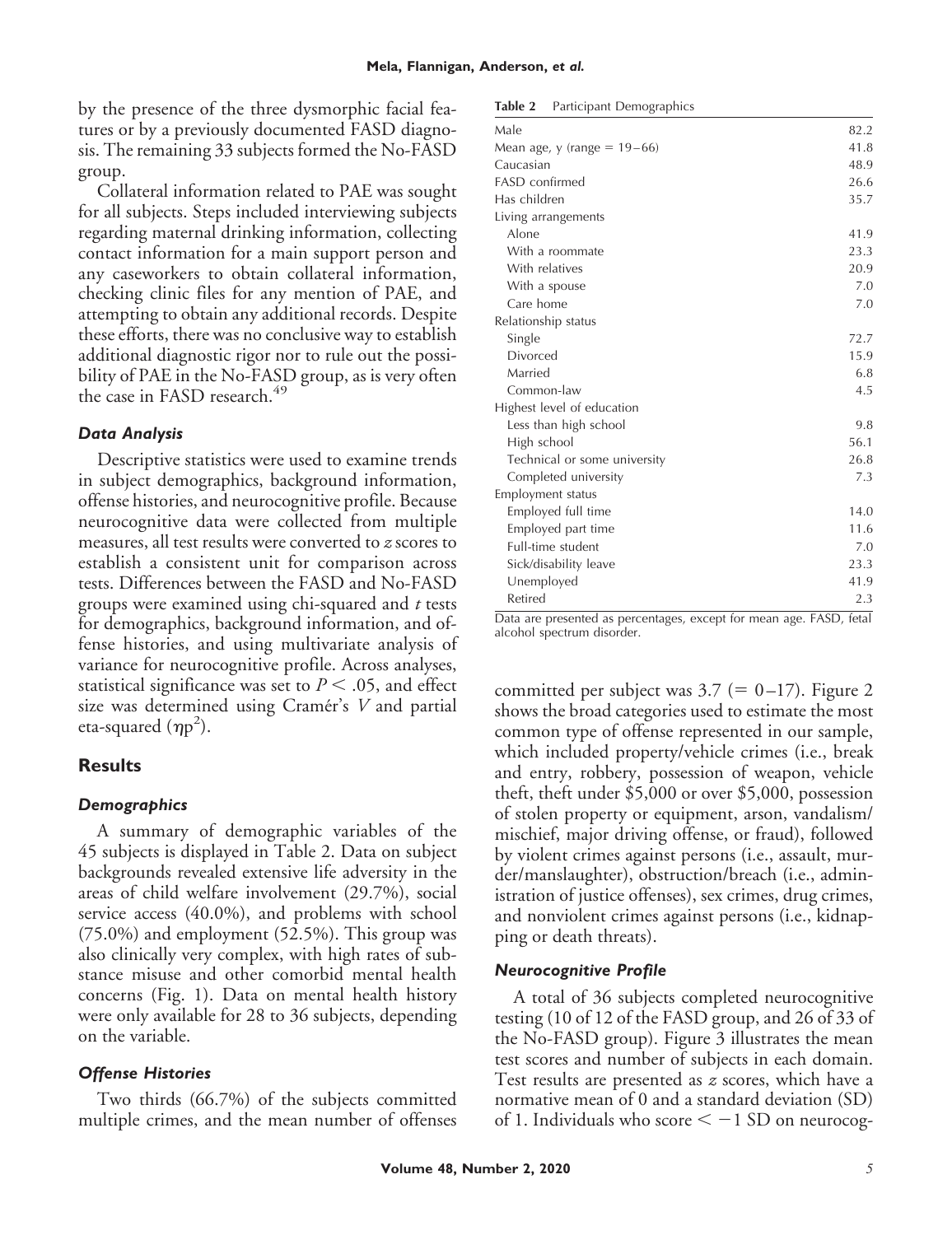by the presence of the three dysmorphic facial features or by a previously documented FASD diagnosis. The remaining 33 subjects formed the No-FASD group.

Collateral information related to PAE was sought for all subjects. Steps included interviewing subjects regarding maternal drinking information, collecting contact information for a main support person and any caseworkers to obtain collateral information, checking clinic files for any mention of PAE, and attempting to obtain any additional records. Despite these efforts, there was no conclusive way to establish additional diagnostic rigor nor to rule out the possibility of PAE in the No-FASD group, as is very often the case in FASD research.[49]

### *Data Analysis*

Descriptive statistics were used to examine trends in subject demographics, background information, offense histories, and neurocognitive profile. Because neurocognitive data were collected from multiple measures, all test results were converted to *z* scores to establish a consistent unit for comparison across tests. Differences between the FASD and No-FASD groups were examined using chi-squared and *t* tests for demographics, background information, and offense histories, and using multivariate analysis of variance for neurocognitive profile. Across analyses, statistical significance was set to $P < .05$, and effect size was determined using Cramér's *V* and partial eta-squared ($\eta p^2$).

## Results

### *Demographics*

A summary of demographic variables of the 45 subjects is displayed in Table 2. Data on subject backgrounds revealed extensive life adversity in the areas of child welfare involvement (29.7%), social service access (40.0%), and problems with school (75.0%) and employment (52.5%). This group was also clinically very complex, with high rates of substance misuse and other comorbid mental health concerns (Fig. 1). Data on mental health history were only available for 28 to 36 subjects, depending on the variable.

### *Offense Histories*

Two thirds (66.7%) of the subjects committed multiple crimes, and the mean number of offenses committed per subject was 3.7 (= 0–17). Figure 2 shows the broad categories used to estimate the most common type of offense represented in our sample, which included property/vehicle crimes (i.e., break and entry, robbery, possession of weapon, vehicle theft, theft under \$5,000 or over \$5,000, possession of stolen property or equipment, arson, vandalism/mischief, major driving offense, or fraud), followed by violent crimes against persons (i.e., assault, murder/manslaughter), obstruction/breach (i.e., administration of justice offenses), sex crimes, drug crimes, and nonviolent crimes against persons (i.e., kidnapping or death threats).

**Table 2** Participant Demographics

| | |
|---|---|
| Male | 82.2 |
| Mean age, y (range = 19–66) | 41.8 |
| Caucasian | 48.9 |
| FASD confirmed | 26.6 |
| Has children | 35.7 |
| Living arrangements | |
| Alone | 41.9 |
| With a roommate | 23.3 |
| With relatives | 20.9 |
| With a spouse | 7.0 |
| Care home | 7.0 |
| Relationship status | |
| Single | 72.7 |
| Divorced | 15.9 |
| Married | 6.8 |
| Common-law | 4.5 |
| Highest level of education | |
| Less than high school | 9.8 |
| High school | 56.1 |
| Technical or some university | 26.8 |
| Completed university | 7.3 |
| Employment status | |
| Employed full time | 14.0 |
| Employed part time | 11.6 |
| Full-time student | 7.0 |
| Sick/disability leave | 23.3 |
| Unemployed | 41.9 |
| Retired | 2.3 |

Data are presented as percentages, except for mean age. FASD, fetal alcohol spectrum disorder.

### *Neurocognitive Profile*

A total of 36 subjects completed neurocognitive testing (10 of 12 of the FASD group, and 26 of 33 of the No-FASD group). Figure 3 illustrates the mean test scores and number of subjects in each domain. Test results are presented as *z* scores, which have a normative mean of 0 and a standard deviation (SD) of 1. Individuals who score $< -1$ SD on neurocog-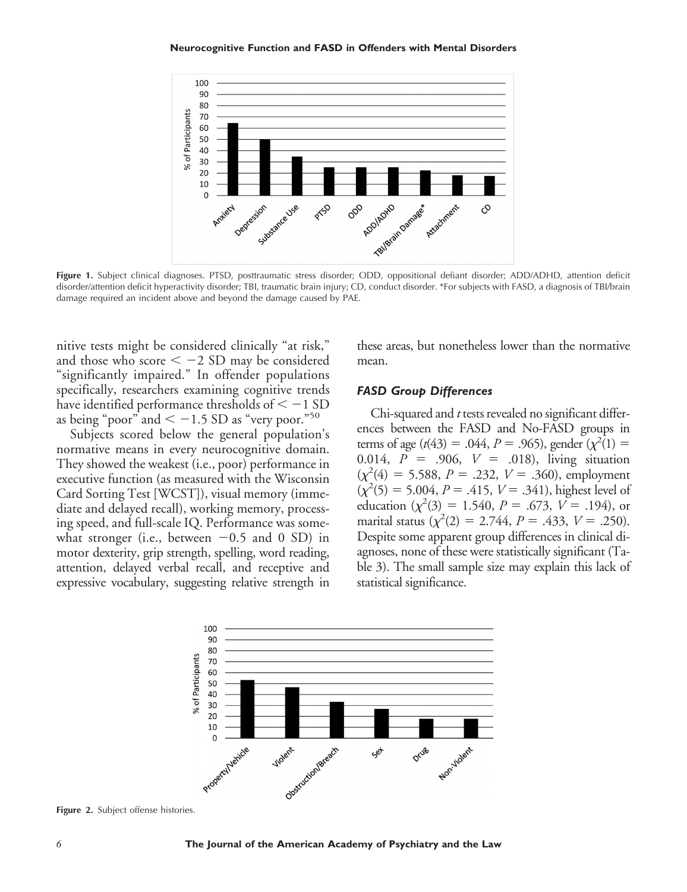Figure 1. Subject clinical diagnoses. PTSD, posttraumatic stress disorder; ODD, oppositional defiant disorder; ADD/ADHD, attention deficit disorder/attention deficit hyperactivity disorder; TBI, traumatic brain injury; CD, conduct disorder. *For subjects with FASD, a diagnosis of TBI/brain damage required an incident above and beyond the damage caused by PAE.

nitive tests might be considered clinically "at risk," and those who score $< -2$ SD may be considered "significantly impaired." In offender populations specifically, researchers examining cognitive trends have identified performance thresholds of $< -1$ SD as being "poor" and $< -1.5$ SD as "very poor."[50]

Subjects scored below the general population's normative means in every neurocognitive domain. They showed the weakest (i.e., poor) performance in executive function (as measured with the Wisconsin Card Sorting Test [WCST]), visual memory (immediate and delayed recall), working memory, processing speed, and full-scale IQ. Performance was somewhat stronger (i.e., between $-0.5$ and 0 SD) in motor dexterity, grip strength, spelling, word reading, attention, delayed verbal recall, and receptive and expressive vocabulary, suggesting relative strength in these areas, but nonetheless lower than the normative mean.

### *FASD Group Differences*

Chi-squared and *t* tests revealed no significant differences between the FASD and No-FASD groups in terms of age ($t(43) = .044$, $P = .965$), gender ($\chi^2(1) = 0.014$, $P = .906$, $V = .018$), living situation ($\chi^2(4) = 5.588$, $P = .232$, $V = .360$), employment ($\chi^2(5) = 5.004$, $P = .415$, $V = .341$), highest level of education ($\chi^2(3) = 1.540$, $P = .673$, $V = .194$), or marital status ($\chi^2(2) = 2.744$, $P = .433$, $V = .250$). Despite some apparent group differences in clinical diagnoses, none of these were statistically significant (Table 3). The small sample size may explain this lack of statistical significance.

Figure 2. Subject offense histories.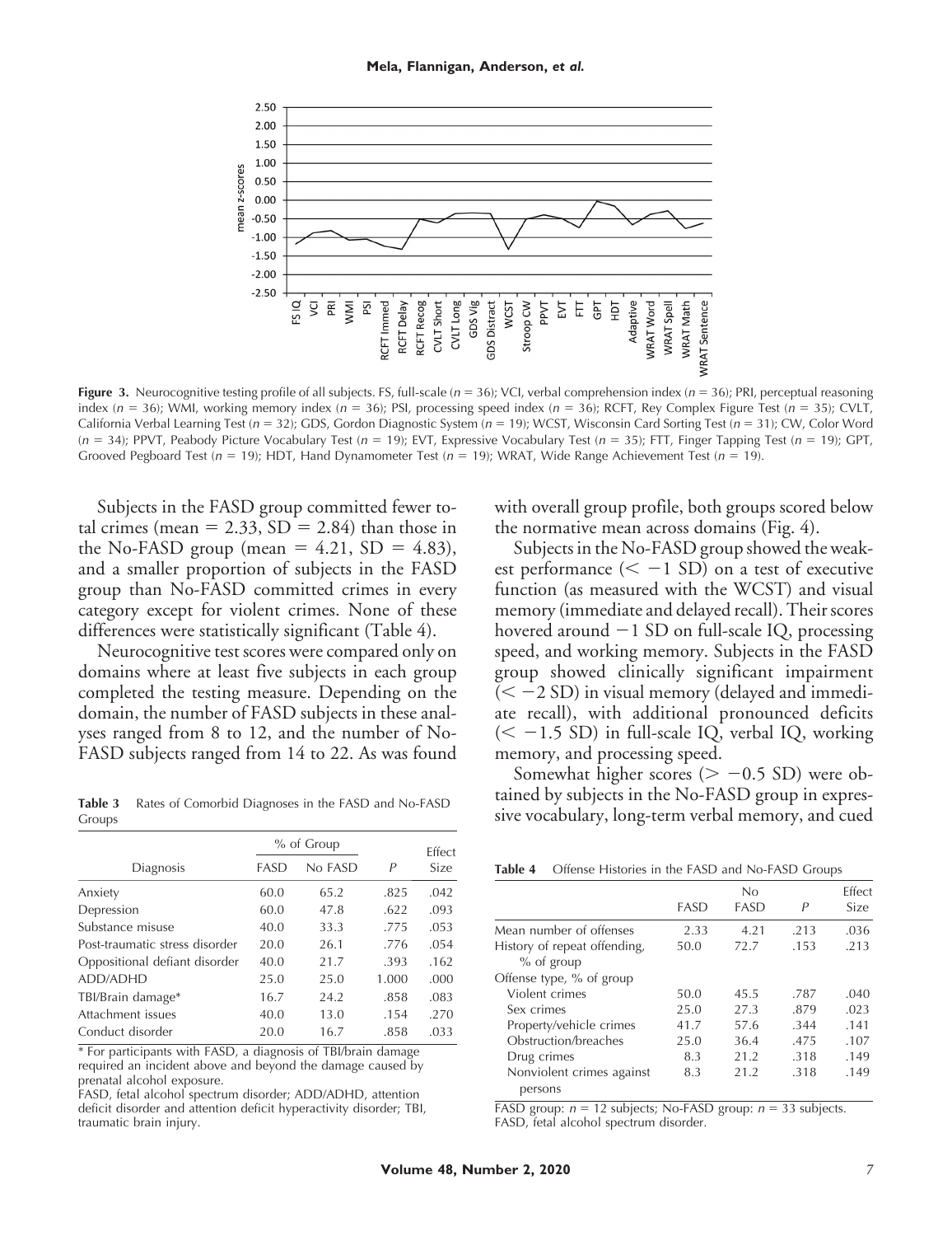**Figure 3.** Neurocognitive testing profile of all subjects. FS, full-scale ($n = 36$); VCI, verbal comprehension index ($n = 36$); PRI, perceptual reasoning index ($n = 36$); WMI, working memory index ($n = 36$); PSI, processing speed index ($n = 36$); RCFT, Rey Complex Figure Test ($n = 35$); CVLT, California Verbal Learning Test ($n = 32$); GDS, Gordon Diagnostic System ($n = 19$); WCST, Wisconsin Card Sorting Test ($n = 31$); CW, Color Word ($n = 34$); PPVT, Peabody Picture Vocabulary Test ($n = 19$); EVT, Expressive Vocabulary Test ($n = 35$); FTT, Finger Tapping Test ($n = 19$); GPT, Grooved Pegboard Test ($n = 19$); HDT, Hand Dynamometer Test ($n = 19$); WRAT, Wide Range Achievement Test ($n = 19$).

Subjects in the FASD group committed fewer total crimes (mean = 2.33, SD = 2.84) than those in the No-FASD group (mean = 4.21, SD = 4.83), and a smaller proportion of subjects in the FASD group than No-FASD committed crimes in every category except for violent crimes. None of these differences were statistically significant (Table 4).

Neurocognitive test scores were compared only on domains where at least five subjects in each group completed the testing measure. Depending on the domain, the number of FASD subjects in these analyses ranged from 8 to 12, and the number of No-FASD subjects ranged from 14 to 22. As was found with overall group profile, both groups scored below the normative mean across domains (Fig. 4).

Subjects in the No-FASD group showed the weakest performance ($< -1$ SD) on a test of executive function (as measured with the WCST) and visual memory (immediate and delayed recall). Their scores hovered around $-1$ SD on full-scale IQ, processing speed, and working memory. Subjects in the FASD group showed clinically significant impairment ($< -2$ SD) in visual memory (delayed and immediate recall), with additional pronounced deficits ($< -1.5$ SD) in full-scale IQ, verbal IQ, working memory, and processing speed.

Somewhat higher scores ($> -0.5$ SD) were obtained by subjects in the No-FASD group in expressive vocabulary, long-term verbal memory, and cued

**Table 3** Rates of Comorbid Diagnoses in the FASD and No-FASD Groups

| Diagnosis | % of Group FASD | % of Group No FASD | P | Effect Size |
|---|---|---|---|---|
| Anxiety | 60.0 | 65.2 | .825 | .042 |
| Depression | 60.0 | 47.8 | .622 | .093 |
| Substance misuse | 40.0 | 33.3 | .775 | .053 |
| Post-traumatic stress disorder | 20.0 | 26.1 | .776 | .054 |
| Oppositional defiant disorder | 40.0 | 21.7 | .393 | .162 |
| ADD/ADHD | 25.0 | 25.0 | 1.000 | .000 |
| TBI/Brain damage* | 16.7 | 24.2 | .858 | .083 |
| Attachment issues | 40.0 | 13.0 | .154 | .270 |
| Conduct disorder | 20.0 | 16.7 | .858 | .033 |

* For participants with FASD, a diagnosis of TBI/brain damage required an incident above and beyond the damage caused by prenatal alcohol exposure.
FASD, fetal alcohol spectrum disorder; ADD/ADHD, attention deficit disorder and attention deficit hyperactivity disorder; TBI, traumatic brain injury.

**Table 4** Offense Histories in the FASD and No-FASD Groups

| | FASD | No FASD | P | Effect Size |
|---|---|---|---|---|
| Mean number of offenses | 2.33 | 4.21 | .213 | .036 |
| History of repeat offending, % of group | 50.0 | 72.7 | .153 | .213 |
| Offense type, % of group | | | | |
| Violent crimes | 50.0 | 45.5 | .787 | .040 |
| Sex crimes | 25.0 | 27.3 | .879 | .023 |
| Property/vehicle crimes | 41.7 | 57.6 | .344 | .141 |
| Obstruction/breaches | 25.0 | 36.4 | .475 | .107 |
| Drug crimes | 8.3 | 21.2 | .318 | .149 |
| Nonviolent crimes against persons | 8.3 | 21.2 | .318 | .149 |

FASD group: $n = 12$ subjects; No-FASD group: $n = 33$ subjects.
FASD, fetal alcohol spectrum disorder.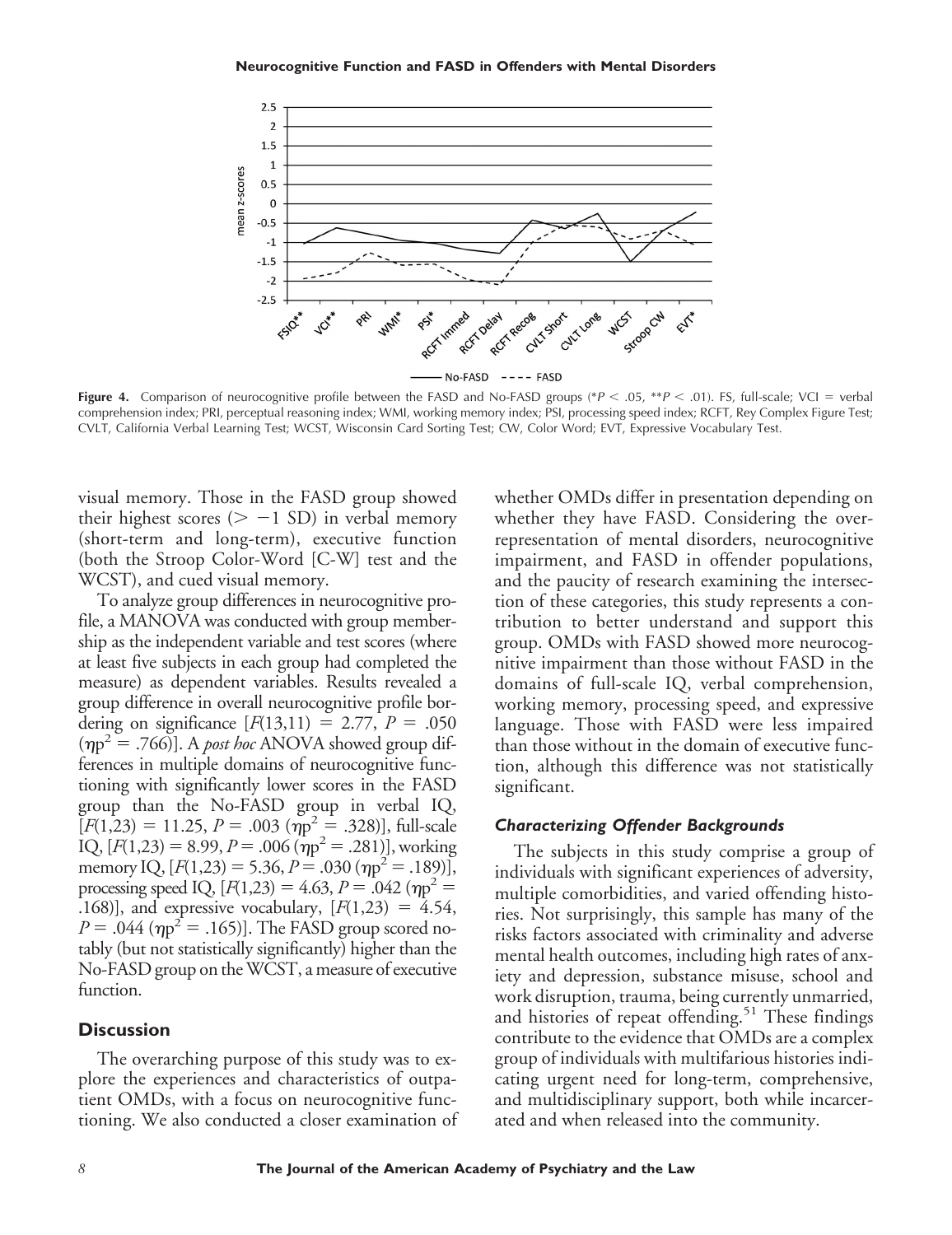Figure 4. Comparison of neurocognitive profile between the FASD and No-FASD groups (* $P < .05$, ** $P < .01$). FS, full-scale; VCI = verbal comprehension index; PRI, perceptual reasoning index; WMI, working memory index; PSI, processing speed index; RCFT, Rey Complex Figure Test; CVLT, California Verbal Learning Test; WCST, Wisconsin Card Sorting Test; CW, Color Word; EVT, Expressive Vocabulary Test.

visual memory. Those in the FASD group showed their highest scores ($> -1$ SD) in verbal memory (short-term and long-term), executive function (both the Stroop Color-Word [C-W] test and the WCST), and cued visual memory.

To analyze group differences in neurocognitive profile, a MANOVA was conducted with group membership as the independent variable and test scores (where at least five subjects in each group had completed the measure) as dependent variables. Results revealed a group difference in overall neurocognitive profile bordering on significance [$F(13,11) = 2.77$, $P = .050$ ($\eta p^2 = .766$)]. A *post hoc* ANOVA showed group differences in multiple domains of neurocognitive functioning with significantly lower scores in the FASD group than the No-FASD group in verbal IQ, [$F(1,23) = 11.25$, $P = .003$ ($\eta p^2 = .328$)], full-scale IQ, [$F(1,23) = 8.99$, $P = .006$ ($\eta p^2 = .281$)], working memory IQ, [$F(1,23) = 5.36$, $P = .030$ ($\eta p^2 = .189$)], processing speed IQ, [$F(1,23) = 4.63$, $P = .042$ ($\eta p^2 = .168$)], and expressive vocabulary, [$F(1,23) = 4.54$, $P = .044$ ($\eta p^2 = .165$)]. The FASD group scored notably (but not statistically significantly) higher than the No-FASD group on the WCST, a measure of executive function.

## Discussion

The overarching purpose of this study was to explore the experiences and characteristics of outpatient OMDs, with a focus on neurocognitive functioning. We also conducted a closer examination of whether OMDs differ in presentation depending on whether they have FASD. Considering the overrepresentation of mental disorders, neurocognitive impairment, and FASD in offender populations, and the paucity of research examining the intersection of these categories, this study represents a contribution to better understand and support this group. OMDs with FASD showed more neurocognitive impairment than those without FASD in the domains of full-scale IQ, verbal comprehension, working memory, processing speed, and expressive language. Those with FASD were less impaired than those without in the domain of executive function, although this difference was not statistically significant.

### *Characterizing Offender Backgrounds*

The subjects in this study comprise a group of individuals with significant experiences of adversity, multiple comorbidities, and varied offending histories. Not surprisingly, this sample has many of the risks factors associated with criminality and adverse mental health outcomes, including high rates of anxiety and depression, substance misuse, school and work disruption, trauma, being currently unmarried, and histories of repeat offending.[51] These findings contribute to the evidence that OMDs are a complex group of individuals with multifarious histories indicating urgent need for long-term, comprehensive, and multidisciplinary support, both while incarcerated and when released into the community.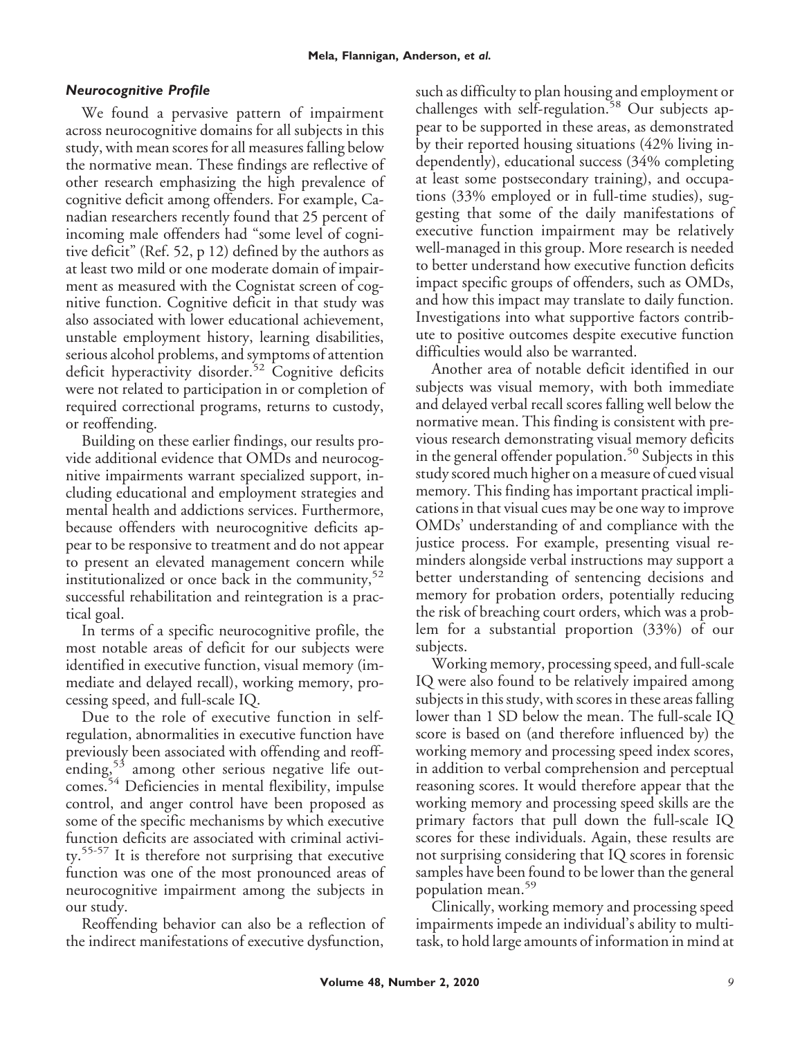### *Neurocognitive Profile*

We found a pervasive pattern of impairment across neurocognitive domains for all subjects in this study, with mean scores for all measures falling below the normative mean. These findings are reflective of other research emphasizing the high prevalence of cognitive deficit among offenders. For example, Canadian researchers recently found that 25 percent of incoming male offenders had "some level of cognitive deficit" (Ref. 52, p 12) defined by the authors as at least two mild or one moderate domain of impairment as measured with the Cognistat screen of cognitive function. Cognitive deficit in that study was also associated with lower educational achievement, unstable employment history, learning disabilities, serious alcohol problems, and symptoms of attention deficit hyperactivity disorder.[52] Cognitive deficits were not related to participation in or completion of required correctional programs, returns to custody, or reoffending.

Building on these earlier findings, our results provide additional evidence that OMDs and neurocognitive impairments warrant specialized support, including educational and employment strategies and mental health and addictions services. Furthermore, because offenders with neurocognitive deficits appear to be responsive to treatment and do not appear to present an elevated management concern while institutionalized or once back in the community,[52] successful rehabilitation and reintegration is a practical goal.

In terms of a specific neurocognitive profile, the most notable areas of deficit for our subjects were identified in executive function, visual memory (immediate and delayed recall), working memory, processing speed, and full-scale IQ.

Due to the role of executive function in self-regulation, abnormalities in executive function have previously been associated with offending and reoffending,[53] among other serious negative life outcomes.[54] Deficiencies in mental flexibility, impulse control, and anger control have been proposed as some of the specific mechanisms by which executive function deficits are associated with criminal activity.[55-57] It is therefore not surprising that executive function was one of the most pronounced areas of neurocognitive impairment among the subjects in our study.

Reoffending behavior can also be a reflection of the indirect manifestations of executive dysfunction, such as difficulty to plan housing and employment or challenges with self-regulation.[58] Our subjects appear to be supported in these areas, as demonstrated by their reported housing situations (42% living independently), educational success (34% completing at least some postsecondary training), and occupations (33% employed or in full-time studies), suggesting that some of the daily manifestations of executive function impairment may be relatively well-managed in this group. More research is needed to better understand how executive function deficits impact specific groups of offenders, such as OMDs, and how this impact may translate to daily function. Investigations into what supportive factors contribute to positive outcomes despite executive function difficulties would also be warranted.

Another area of notable deficit identified in our subjects was visual memory, with both immediate and delayed verbal recall scores falling well below the normative mean. This finding is consistent with previous research demonstrating visual memory deficits in the general offender population.[50] Subjects in this study scored much higher on a measure of cued visual memory. This finding has important practical implications in that visual cues may be one way to improve OMDs' understanding of and compliance with the justice process. For example, presenting visual reminders alongside verbal instructions may support a better understanding of sentencing decisions and memory for probation orders, potentially reducing the risk of breaching court orders, which was a problem for a substantial proportion (33%) of our subjects.

Working memory, processing speed, and full-scale IQ were also found to be relatively impaired among subjects in this study, with scores in these areas falling lower than 1 SD below the mean. The full-scale IQ score is based on (and therefore influenced by) the working memory and processing speed index scores, in addition to verbal comprehension and perceptual reasoning scores. It would therefore appear that the working memory and processing speed skills are the primary factors that pull down the full-scale IQ scores for these individuals. Again, these results are not surprising considering that IQ scores in forensic samples have been found to be lower than the general population mean.[59]

Clinically, working memory and processing speed impairments impede an individual's ability to multitask, to hold large amounts of information in mind at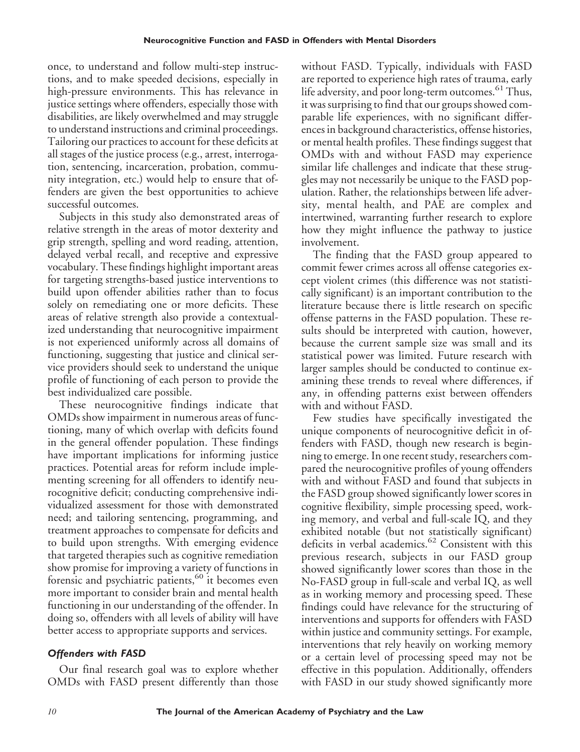once, to understand and follow multi-step instructions, and to make speeded decisions, especially in high-pressure environments. This has relevance in justice settings where offenders, especially those with disabilities, are likely overwhelmed and may struggle to understand instructions and criminal proceedings. Tailoring our practices to account for these deficits at all stages of the justice process (e.g., arrest, interrogation, sentencing, incarceration, probation, community integration, etc.) would help to ensure that offenders are given the best opportunities to achieve successful outcomes.

Subjects in this study also demonstrated areas of relative strength in the areas of motor dexterity and grip strength, spelling and word reading, attention, delayed verbal recall, and receptive and expressive vocabulary. These findings highlight important areas for targeting strengths-based justice interventions to build upon offender abilities rather than to focus solely on remediating one or more deficits. These areas of relative strength also provide a contextualized understanding that neurocognitive impairment is not experienced uniformly across all domains of functioning, suggesting that justice and clinical service providers should seek to understand the unique profile of functioning of each person to provide the best individualized care possible.

These neurocognitive findings indicate that OMDs show impairment in numerous areas of functioning, many of which overlap with deficits found in the general offender population. These findings have important implications for informing justice practices. Potential areas for reform include implementing screening for all offenders to identify neurocognitive deficit; conducting comprehensive individualized assessment for those with demonstrated need; and tailoring sentencing, programming, and treatment approaches to compensate for deficits and to build upon strengths. With emerging evidence that targeted therapies such as cognitive remediation show promise for improving a variety of functions in forensic and psychiatric patients,[60] it becomes even more important to consider brain and mental health functioning in our understanding of the offender. In doing so, offenders with all levels of ability will have better access to appropriate supports and services.

### *Offenders with FASD*

Our final research goal was to explore whether OMDs with FASD present differently than those without FASD. Typically, individuals with FASD are reported to experience high rates of trauma, early life adversity, and poor long-term outcomes.[61] Thus, it was surprising to find that our groups showed comparable life experiences, with no significant differences in background characteristics, offense histories, or mental health profiles. These findings suggest that OMDs with and without FASD may experience similar life challenges and indicate that these struggles may not necessarily be unique to the FASD population. Rather, the relationships between life adversity, mental health, and PAE are complex and intertwined, warranting further research to explore how they might influence the pathway to justice involvement.

The finding that the FASD group appeared to commit fewer crimes across all offense categories except violent crimes (this difference was not statistically significant) is an important contribution to the literature because there is little research on specific offense patterns in the FASD population. These results should be interpreted with caution, however, because the current sample size was small and its statistical power was limited. Future research with larger samples should be conducted to continue examining these trends to reveal where differences, if any, in offending patterns exist between offenders with and without FASD.

Few studies have specifically investigated the unique components of neurocognitive deficit in offenders with FASD, though new research is beginning to emerge. In one recent study, researchers compared the neurocognitive profiles of young offenders with and without FASD and found that subjects in the FASD group showed significantly lower scores in cognitive flexibility, simple processing speed, working memory, and verbal and full-scale IQ, and they exhibited notable (but not statistically significant) deficits in verbal academics.[62] Consistent with this previous research, subjects in our FASD group showed significantly lower scores than those in the No-FASD group in full-scale and verbal IQ, as well as in working memory and processing speed. These findings could have relevance for the structuring of interventions and supports for offenders with FASD within justice and community settings. For example, interventions that rely heavily on working memory or a certain level of processing speed may not be effective in this population. Additionally, offenders with FASD in our study showed significantly more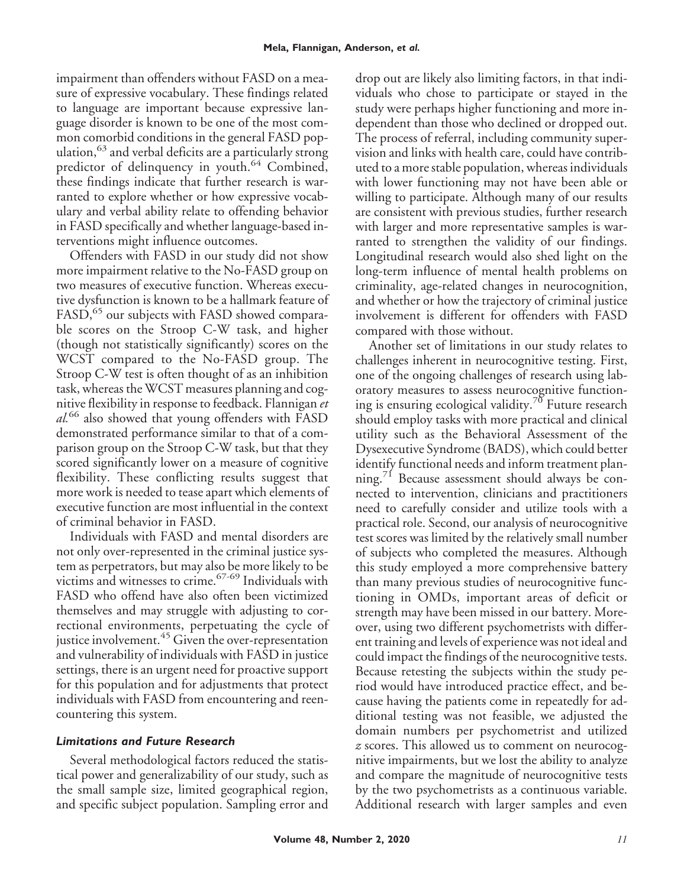impairment than offenders without FASD on a measure of expressive vocabulary. These findings related to language are important because expressive language disorder is known to be one of the most common comorbid conditions in the general FASD population,[63] and verbal deficits are a particularly strong predictor of delinquency in youth.[64] Combined, these findings indicate that further research is warranted to explore whether or how expressive vocabulary and verbal ability relate to offending behavior in FASD specifically and whether language-based interventions might influence outcomes.

Offenders with FASD in our study did not show more impairment relative to the No-FASD group on two measures of executive function. Whereas executive dysfunction is known to be a hallmark feature of FASD,[65] our subjects with FASD showed comparable scores on the Stroop C-W task, and higher (though not statistically significantly) scores on the WCST compared to the No-FASD group. The Stroop C-W test is often thought of as an inhibition task, whereas the WCST measures planning and cognitive flexibility in response to feedback. Flannigan *et al.*[66] also showed that young offenders with FASD demonstrated performance similar to that of a comparison group on the Stroop C-W task, but that they scored significantly lower on a measure of cognitive flexibility. These conflicting results suggest that more work is needed to tease apart which elements of executive function are most influential in the context of criminal behavior in FASD.

Individuals with FASD and mental disorders are not only over-represented in the criminal justice system as perpetrators, but may also be more likely to be victims and witnesses to crime.[67-69] Individuals with FASD who offend have also often been victimized themselves and may struggle with adjusting to correctional environments, perpetuating the cycle of justice involvement.[45] Given the over-representation and vulnerability of individuals with FASD in justice settings, there is an urgent need for proactive support for this population and for adjustments that protect individuals with FASD from encountering and reencountering this system.

### *Limitations and Future Research*

Several methodological factors reduced the statistical power and generalizability of our study, such as the small sample size, limited geographical region, and specific subject population. Sampling error and drop out are likely also limiting factors, in that individuals who chose to participate or stayed in the study were perhaps higher functioning and more independent than those who declined or dropped out. The process of referral, including community supervision and links with health care, could have contributed to a more stable population, whereas individuals with lower functioning may not have been able or willing to participate. Although many of our results are consistent with previous studies, further research with larger and more representative samples is warranted to strengthen the validity of our findings. Longitudinal research would also shed light on the long-term influence of mental health problems on criminality, age-related changes in neurocognition, and whether or how the trajectory of criminal justice involvement is different for offenders with FASD compared with those without.

Another set of limitations in our study relates to challenges inherent in neurocognitive testing. First, one of the ongoing challenges of research using laboratory measures to assess neurocognitive functioning is ensuring ecological validity.[70] Future research should employ tasks with more practical and clinical utility such as the Behavioral Assessment of the Dysexecutive Syndrome (BADS), which could better identify functional needs and inform treatment planning.[71] Because assessment should always be connected to intervention, clinicians and practitioners need to carefully consider and utilize tools with a practical role. Second, our analysis of neurocognitive test scores was limited by the relatively small number of subjects who completed the measures. Although this study employed a more comprehensive battery than many previous studies of neurocognitive functioning in OMDs, important areas of deficit or strength may have been missed in our battery. Moreover, using two different psychometrists with different training and levels of experience was not ideal and could impact the findings of the neurocognitive tests. Because retesting the subjects within the study period would have introduced practice effect, and because having the patients come in repeatedly for additional testing was not feasible, we adjusted the domain numbers per psychometrist and utilized $z$ scores. This allowed us to comment on neurocognitive impairments, but we lost the ability to analyze and compare the magnitude of neurocognitive tests by the two psychometrists as a continuous variable. Additional research with larger samples and even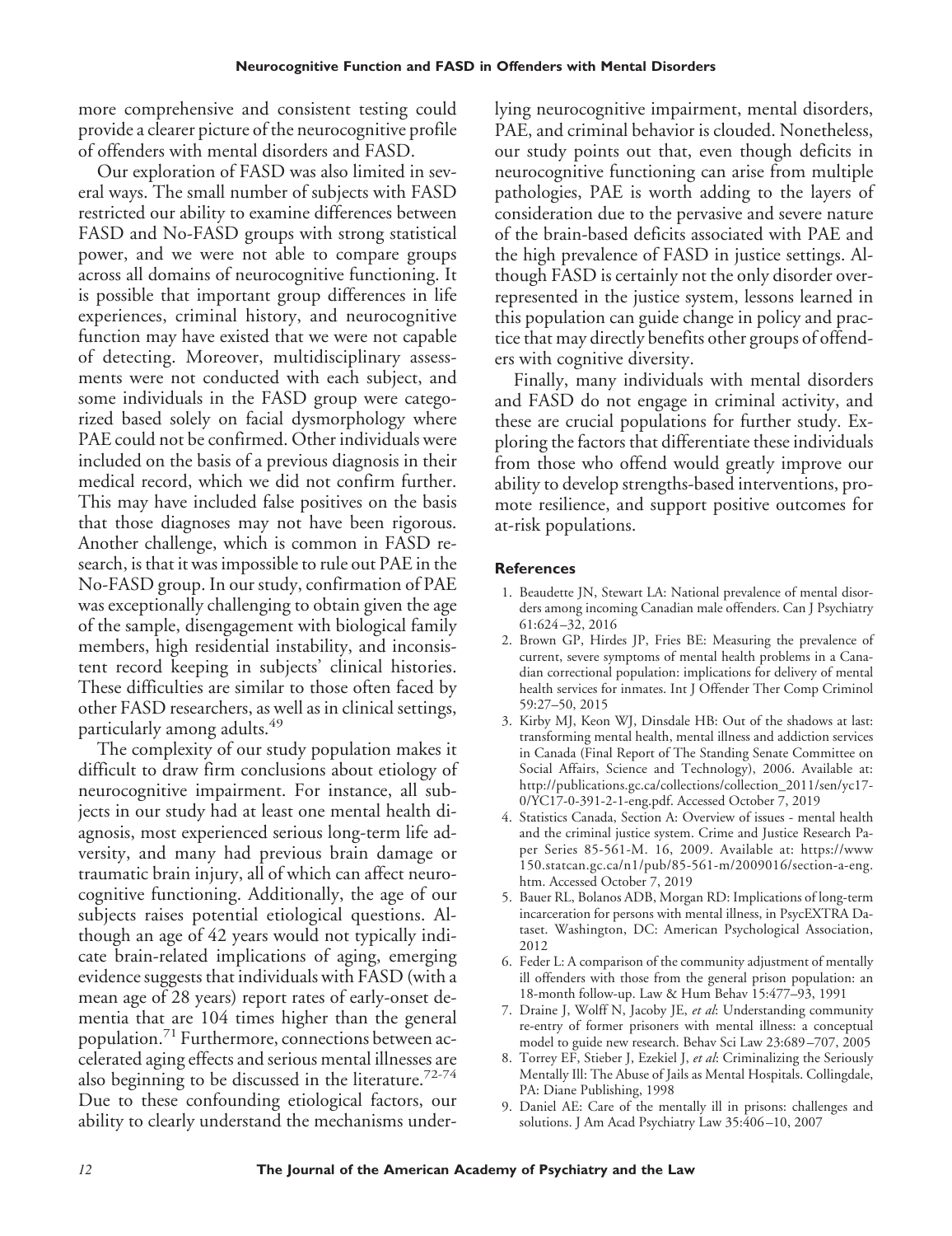more comprehensive and consistent testing could provide a clearer picture of the neurocognitive profile of offenders with mental disorders and FASD.

Our exploration of FASD was also limited in several ways. The small number of subjects with FASD restricted our ability to examine differences between FASD and No-FASD groups with strong statistical power, and we were not able to compare groups across all domains of neurocognitive functioning. It is possible that important group differences in life experiences, criminal history, and neurocognitive function may have existed that we were not capable of detecting. Moreover, multidisciplinary assessments were not conducted with each subject, and some individuals in the FASD group were categorized based solely on facial dysmorphology where PAE could not be confirmed. Other individuals were included on the basis of a previous diagnosis in their medical record, which we did not confirm further. This may have included false positives on the basis that those diagnoses may not have been rigorous. Another challenge, which is common in FASD research, is that it was impossible to rule out PAE in the No-FASD group. In our study, confirmation of PAE was exceptionally challenging to obtain given the age of the sample, disengagement with biological family members, high residential instability, and inconsistent record keeping in subjects' clinical histories. These difficulties are similar to those often faced by other FASD researchers, as well as in clinical settings, particularly among adults.[49]

The complexity of our study population makes it difficult to draw firm conclusions about etiology of neurocognitive impairment. For instance, all subjects in our study had at least one mental health diagnosis, most experienced serious long-term life adversity, and many had previous brain damage or traumatic brain injury, all of which can affect neurocognitive functioning. Additionally, the age of our subjects raises potential etiological questions. Although an age of 42 years would not typically indicate brain-related implications of aging, emerging evidence suggests that individuals with FASD (with a mean age of 28 years) report rates of early-onset dementia that are 104 times higher than the general population.[71] Furthermore, connections between accelerated aging effects and serious mental illnesses are also beginning to be discussed in the literature.[72-74] Due to these confounding etiological factors, our ability to clearly understand the mechanisms underlying neurocognitive impairment, mental disorders, PAE, and criminal behavior is clouded. Nonetheless, our study points out that, even though deficits in neurocognitive functioning can arise from multiple pathologies, PAE is worth adding to the layers of consideration due to the pervasive and severe nature of the brain-based deficits associated with PAE and the high prevalence of FASD in justice settings. Although FASD is certainly not the only disorder overrepresented in the justice system, lessons learned in this population can guide change in policy and practice that may directly benefits other groups of offenders with cognitive diversity.

Finally, many individuals with mental disorders and FASD do not engage in criminal activity, and these are crucial populations for further study. Exploring the factors that differentiate these individuals from those who offend would greatly improve our ability to develop strengths-based interventions, promote resilience, and support positive outcomes for at-risk populations.

## References

1. Beaudette JN, Stewart LA: National prevalence of mental disorders among incoming Canadian male offenders. Can J Psychiatry 61:624–32, 2016
2. Brown GP, Hirdes JP, Fries BE: Measuring the prevalence of current, severe symptoms of mental health problems in a Canadian correctional population: implications for delivery of mental health services for inmates. Int J Offender Ther Comp Criminol 59:27–50, 2015
3. Kirby MJ, Keon WJ, Dinsdale HB: Out of the shadows at last: transforming mental health, mental illness and addiction services in Canada (Final Report of The Standing Senate Committee on Social Affairs, Science and Technology), 2006. Available at: http://publications.gc.ca/collections/collection_2011/sen/yc17-0/YC17-0-391-2-1-eng.pdf. Accessed October 7, 2019
4. Statistics Canada, Section A: Overview of issues - mental health and the criminal justice system. Crime and Justice Research Paper Series 85-561-M. 16, 2009. Available at: https://www150.statcan.gc.ca/n1/pub/85-561-m/2009016/section-a-eng.htm. Accessed October 7, 2019
5. Bauer RL, Bolanos ADB, Morgan RD: Implications of long-term incarceration for persons with mental illness, in PsycEXTRA Dataset. Washington, DC: American Psychological Association, 2012
6. Feder L: A comparison of the community adjustment of mentally ill offenders with those from the general prison population: an 18-month follow-up. Law & Hum Behav 15:477–93, 1991
7. Draine J, Wolff N, Jacoby JE, *et al*: Understanding community re-entry of former prisoners with mental illness: a conceptual model to guide new research. Behav Sci Law 23:689–707, 2005
8. Torrey EF, Stieber J, Ezekiel J, *et al*: Criminalizing the Seriously Mentally Ill: The Abuse of Jails as Mental Hospitals. Collingdale, PA: Diane Publishing, 1998
9. Daniel AE: Care of the mentally ill in prisons: challenges and solutions. J Am Acad Psychiatry Law 35:406–10, 2007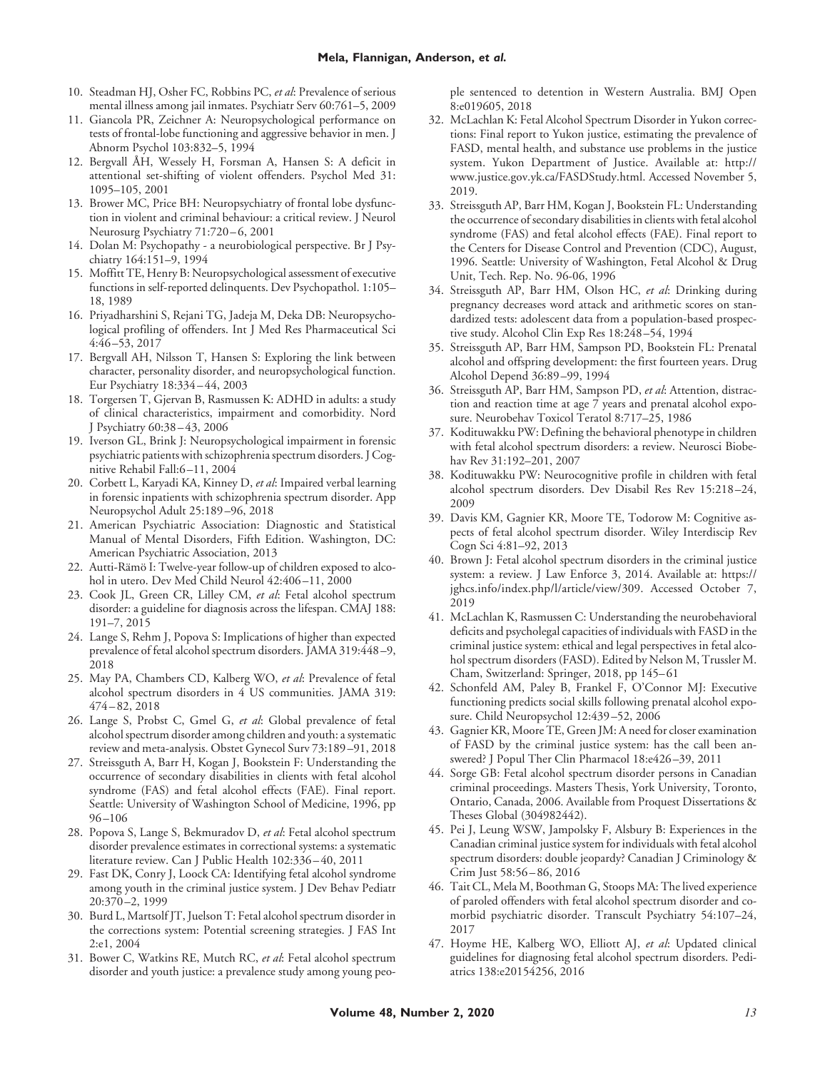10. Steadman HJ, Osher FC, Robbins PC, *et al*: Prevalence of serious mental illness among jail inmates. Psychiatr Serv 60:761–5, 2009
11. Giancola PR, Zeichner A: Neuropsychological performance on tests of frontal-lobe functioning and aggressive behavior in men. J Abnorm Psychol 103:832–5, 1994
12. Bergvall ÅH, Wessely H, Forsman A, Hansen S: A deficit in attentional set-shifting of violent offenders. Psychol Med 31: 1095–105, 2001
13. Brower MC, Price BH: Neuropsychiatry of frontal lobe dysfunction in violent and criminal behaviour: a critical review. J Neurol Neurosurg Psychiatry 71:720–6, 2001
14. Dolan M: Psychopathy - a neurobiological perspective. Br J Psychiatry 164:151–9, 1994
15. Moffitt TE, Henry B: Neuropsychological assessment of executive functions in self-reported delinquents. Dev Psychopathol. 1:105–18, 1989
16. Priyadharshini S, Rejani TG, Jadeja M, Deka DB: Neuropsychological profiling of offenders. Int J Med Res Pharmaceutical Sci 4:46–53, 2017
17. Bergvall AH, Nilsson T, Hansen S: Exploring the link between character, personality disorder, and neuropsychological function. Eur Psychiatry 18:334–44, 2003
18. Torgersen T, Gjervan B, Rasmussen K: ADHD in adults: a study of clinical characteristics, impairment and comorbidity. Nord J Psychiatry 60:38–43, 2006
19. Iverson GL, Brink J: Neuropsychological impairment in forensic psychiatric patients with schizophrenia spectrum disorders. J Cognitive Rehabil Fall:6–11, 2004
20. Corbett L, Karyadi KA, Kinney D, *et al*: Impaired verbal learning in forensic inpatients with schizophrenia spectrum disorder. App Neuropsychol Adult 25:189–96, 2018
21. American Psychiatric Association: Diagnostic and Statistical Manual of Mental Disorders, Fifth Edition. Washington, DC: American Psychiatric Association, 2013
22. Autti-Rämö I: Twelve-year follow-up of children exposed to alcohol in utero. Dev Med Child Neurol 42:406–11, 2000
23. Cook JL, Green CR, Lilley CM, *et al*: Fetal alcohol spectrum disorder: a guideline for diagnosis across the lifespan. CMAJ 188: 191–7, 2015
24. Lange S, Rehm J, Popova S: Implications of higher than expected prevalence of fetal alcohol spectrum disorders. JAMA 319:448–9, 2018
25. May PA, Chambers CD, Kalberg WO, *et al*: Prevalence of fetal alcohol spectrum disorders in 4 US communities. JAMA 319: 474–82, 2018
26. Lange S, Probst C, Gmel G, *et al*: Global prevalence of fetal alcohol spectrum disorder among children and youth: a systematic review and meta-analysis. Obstet Gynecol Surv 73:189–91, 2018
27. Streissguth A, Barr H, Kogan J, Bookstein F: Understanding the occurrence of secondary disabilities in clients with fetal alcohol syndrome (FAS) and fetal alcohol effects (FAE). Final report. Seattle: University of Washington School of Medicine, 1996, pp 96–106
28. Popova S, Lange S, Bekmuradov D, *et al*: Fetal alcohol spectrum disorder prevalence estimates in correctional systems: a systematic literature review. Can J Public Health 102:336–40, 2011
29. Fast DK, Conry J, Loock CA: Identifying fetal alcohol syndrome among youth in the criminal justice system. J Dev Behav Pediatr 20:370–2, 1999
30. Burd L, Martsolf JT, Juelson T: Fetal alcohol spectrum disorder in the corrections system: Potential screening strategies. J FAS Int 2:e1, 2004
31. Bower C, Watkins RE, Mutch RC, *et al*: Fetal alcohol spectrum disorder and youth justice: a prevalence study among young people sentenced to detention in Western Australia. BMJ Open 8:e019605, 2018
32. McLachlan K: Fetal Alcohol Spectrum Disorder in Yukon corrections: Final report to Yukon justice, estimating the prevalence of FASD, mental health, and substance use problems in the justice system. Yukon Department of Justice. Available at: http://www.justice.gov.yk.ca/FASDStudy.html. Accessed November 5, 2019.
33. Streissguth AP, Barr HM, Kogan J, Bookstein FL: Understanding the occurrence of secondary disabilities in clients with fetal alcohol syndrome (FAS) and fetal alcohol effects (FAE). Final report to the Centers for Disease Control and Prevention (CDC), August, 1996. Seattle: University of Washington, Fetal Alcohol & Drug Unit, Tech. Rep. No. 96-06, 1996
34. Streissguth AP, Barr HM, Olson HC, *et al*: Drinking during pregnancy decreases word attack and arithmetic scores on standardized tests: adolescent data from a population-based prospective study. Alcohol Clin Exp Res 18:248–54, 1994
35. Streissguth AP, Barr HM, Sampson PD, Bookstein FL: Prenatal alcohol and offspring development: the first fourteen years. Drug Alcohol Depend 36:89–99, 1994
36. Streissguth AP, Barr HM, Sampson PD, *et al*: Attention, distraction and reaction time at age 7 years and prenatal alcohol exposure. Neurobehav Toxicol Teratol 8:717–25, 1986
37. Kodituwakku PW: Defining the behavioral phenotype in children with fetal alcohol spectrum disorders: a review. Neurosci Biobehav Rev 31:192–201, 2007
38. Kodituwakku PW: Neurocognitive profile in children with fetal alcohol spectrum disorders. Dev Disabil Res Rev 15:218–24, 2009
39. Davis KM, Gagnier KR, Moore TE, Todorow M: Cognitive aspects of fetal alcohol spectrum disorder. Wiley Interdiscip Rev Cogn Sci 4:81–92, 2013
40. Brown J: Fetal alcohol spectrum disorders in the criminal justice system: a review. J Law Enforce 3, 2014. Available at: https://jghcs.info/index.php/l/article/view/309. Accessed October 7, 2019
41. McLachlan K, Rasmussen C: Understanding the neurobehavioral deficits and psycholegal capacities of individuals with FASD in the criminal justice system: ethical and legal perspectives in fetal alcohol spectrum disorders (FASD). Edited by Nelson M, Trussler M. Cham, Switzerland: Springer, 2018, pp 145–61
42. Schonfeld AM, Paley B, Frankel F, O'Connor MJ: Executive functioning predicts social skills following prenatal alcohol exposure. Child Neuropsychol 12:439–52, 2006
43. Gagnier KR, Moore TE, Green JM: A need for closer examination of FASD by the criminal justice system: has the call been answered? J Popul Ther Clin Pharmacol 18:e426–39, 2011
44. Sorge GB: Fetal alcohol spectrum disorder persons in Canadian criminal proceedings. Masters Thesis, York University, Toronto, Ontario, Canada, 2006. Available from Proquest Dissertations & Theses Global (304982442).
45. Pei J, Leung WSW, Jampolsky F, Alsbury B: Experiences in the Canadian criminal justice system for individuals with fetal alcohol spectrum disorders: double jeopardy? Canadian J Criminology & Crim Just 58:56–86, 2016
46. Tait CL, Mela M, Boothman G, Stoops MA: The lived experience of paroled offenders with fetal alcohol spectrum disorder and comorbid psychiatric disorder. Transcult Psychiatry 54:107–24, 2017
47. Hoyme HE, Kalberg WO, Elliott AJ, *et al*: Updated clinical guidelines for diagnosing fetal alcohol spectrum disorders. Pediatrics 138:e20154256, 2016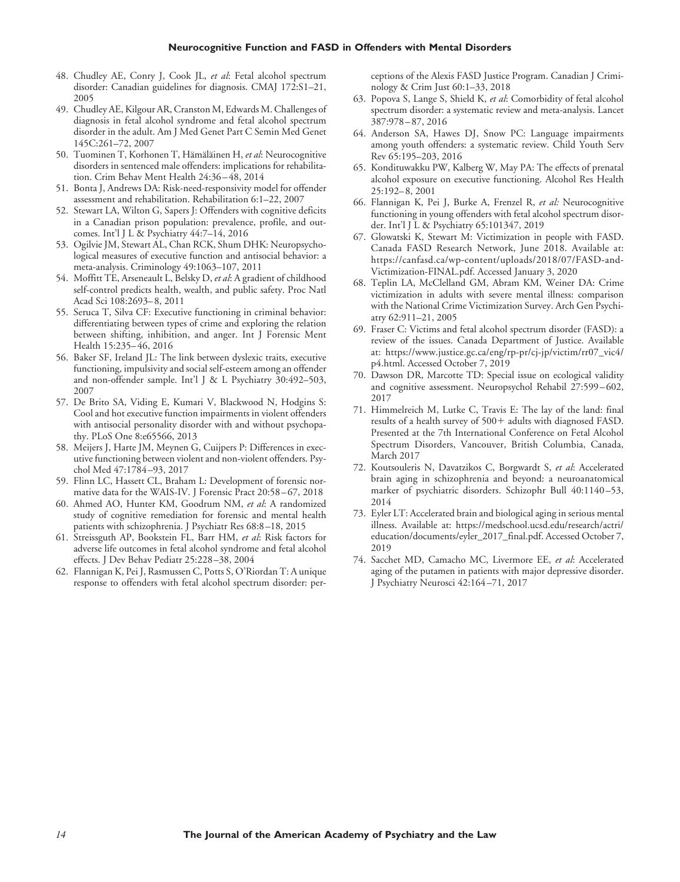48. Chudley AE, Conry J, Cook JL, *et al*: Fetal alcohol spectrum disorder: Canadian guidelines for diagnosis. CMAJ 172:S1–21, 2005
49. Chudley AE, Kilgour AR, Cranston M, Edwards M. Challenges of diagnosis in fetal alcohol syndrome and fetal alcohol spectrum disorder in the adult. Am J Med Genet Part C Semin Med Genet 145C:261–72, 2007
50. Tuominen T, Korhonen T, Hämäläinen H, *et al*: Neurocognitive disorders in sentenced male offenders: implications for rehabilitation. Crim Behav Ment Health 24:36–48, 2014
51. Bonta J, Andrews DA: Risk-need-responsivity model for offender assessment and rehabilitation. Rehabilitation 6:1–22, 2007
52. Stewart LA, Wilton G, Sapers J: Offenders with cognitive deficits in a Canadian prison population: prevalence, profile, and outcomes. Int'l J L & Psychiatry 44:7–14, 2016
53. Ogilvie JM, Stewart AL, Chan RCK, Shum DHK: Neuropsychological measures of executive function and antisocial behavior: a meta-analysis. Criminology 49:1063–107, 2011
54. Moffitt TE, Arseneault L, Belsky D, *et al*: A gradient of childhood self-control predicts health, wealth, and public safety. Proc Natl Acad Sci 108:2693–8, 2011
55. Seruca T, Silva CF: Executive functioning in criminal behavior: differentiating between types of crime and exploring the relation between shifting, inhibition, and anger. Int J Forensic Ment Health 15:235–46, 2016
56. Baker SF, Ireland JL: The link between dyslexic traits, executive functioning, impulsivity and social self-esteem among an offender and non-offender sample. Int'l J & L Psychiatry 30:492–503, 2007
57. De Brito SA, Viding E, Kumari V, Blackwood N, Hodgins S: Cool and hot executive function impairments in violent offenders with antisocial personality disorder with and without psychopathy. PLoS One 8:e65566, 2013
58. Meijers J, Harte JM, Meynen G, Cuijpers P: Differences in executive functioning between violent and non-violent offenders. Psychol Med 47:1784–93, 2017
59. Flinn LC, Hassett CL, Braham L: Development of forensic normative data for the WAIS-IV. J Forensic Pract 20:58–67, 2018
60. Ahmed AO, Hunter KM, Goodrum NM, *et al*: A randomized study of cognitive remediation for forensic and mental health patients with schizophrenia. J Psychiatr Res 68:8–18, 2015
61. Streissguth AP, Bookstein FL, Barr HM, *et al*: Risk factors for adverse life outcomes in fetal alcohol syndrome and fetal alcohol effects. J Dev Behav Pediatr 25:228–38, 2004
62. Flannigan K, Pei J, Rasmussen C, Potts S, O'Riordan T: A unique response to offenders with fetal alcohol spectrum disorder: perceptions of the Alexis FASD Justice Program. Canadian J Criminology & Crim Just 60:1–33, 2018
63. Popova S, Lange S, Shield K, *et al*: Comorbidity of fetal alcohol spectrum disorder: a systematic review and meta-analysis. Lancet 387:978–87, 2016
64. Anderson SA, Hawes DJ, Snow PC: Language impairments among youth offenders: a systematic review. Child Youth Serv Rev 65:195–203, 2016
65. Kodituwakku PW, Kalberg W, May PA: The effects of prenatal alcohol exposure on executive functioning. Alcohol Res Health 25:192–8, 2001
66. Flannigan K, Pei J, Burke A, Frenzel R, *et al:* Neurocognitive functioning in young offenders with fetal alcohol spectrum disorder. Int'l J L & Psychiatry 65:101347, 2019
67. Glowatski K, Stewart M: Victimization in people with FASD. Canada FASD Research Network, June 2018. Available at: https://canfasd.ca/wp-content/uploads/2018/07/FASD-and-Victimization-FINAL.pdf. Accessed January 3, 2020
68. Teplin LA, McClelland GM, Abram KM, Weiner DA: Crime victimization in adults with severe mental illness: comparison with the National Crime Victimization Survey. Arch Gen Psychiatry 62:911–21, 2005
69. Fraser C: Victims and fetal alcohol spectrum disorder (FASD): a review of the issues. Canada Department of Justice. Available at: https://www.justice.gc.ca/eng/rp-pr/cj-jp/victim/rr07_vic4/p4.html. Accessed October 7, 2019
70. Dawson DR, Marcotte TD: Special issue on ecological validity and cognitive assessment. Neuropsychol Rehabil 27:599–602, 2017
71. Himmelreich M, Lutke C, Travis E: The lay of the land: final results of a health survey of 500+ adults with diagnosed FASD. Presented at the 7th International Conference on Fetal Alcohol Spectrum Disorders, Vancouver, British Columbia, Canada, March 2017
72. Koutsouleris N, Davatzikos C, Borgwardt S, *et al*: Accelerated brain aging in schizophrenia and beyond: a neuroanatomical marker of psychiatric disorders. Schizophr Bull 40:1140–53, 2014
73. Eyler LT: Accelerated brain and biological aging in serious mental illness. Available at: https://medschool.ucsd.edu/research/actri/education/documents/eyler_2017_final.pdf. Accessed October 7, 2019
74. Sacchet MD, Camacho MC, Livermore EE, *et al*: Accelerated aging of the putamen in patients with major depressive disorder. J Psychiatry Neurosci 42:164–71, 2017